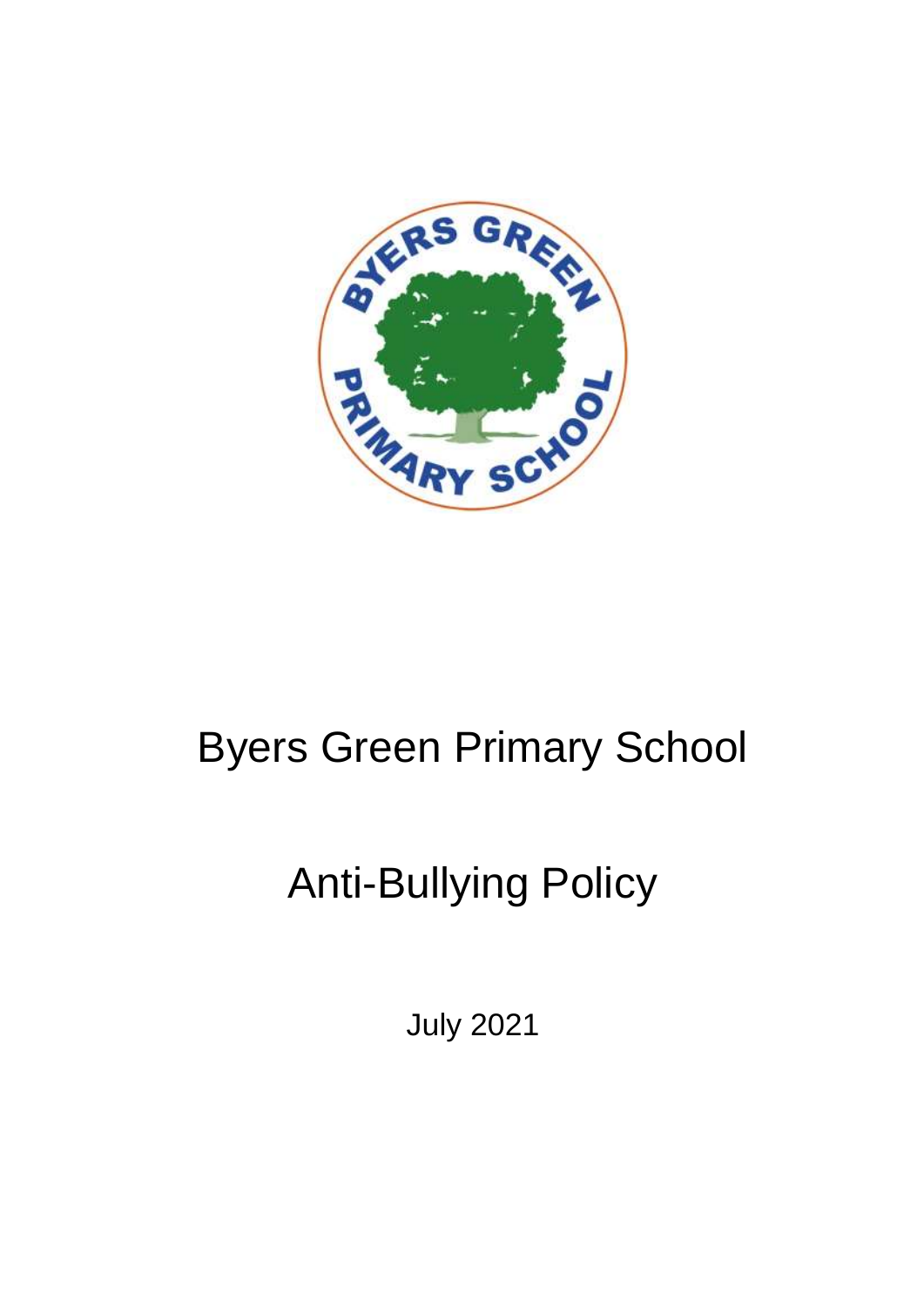# Byers Green Primary School

# Anti-Bullying Policy

July 2021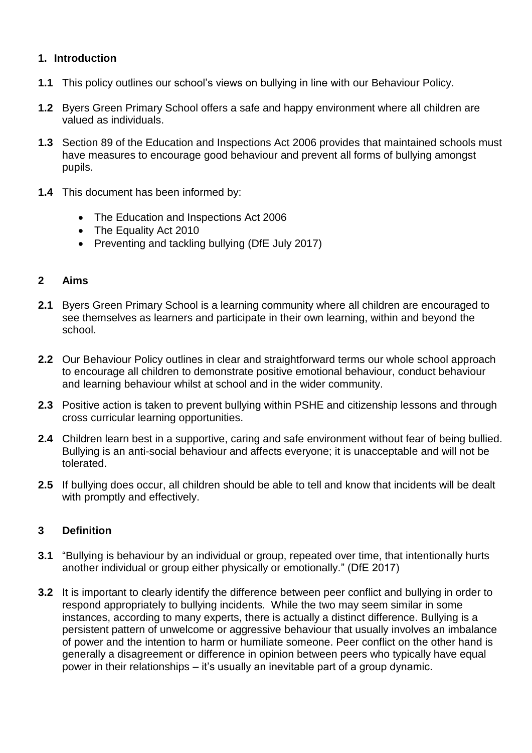## 1. Introduction

**1.1** This policy outlines our school's views on bullying in line with our Behaviour Policy.

**1.2** Byers Green Primary School offers a safe and happy environment where all children are valued as individuals.

**1.3** Section 89 of the Education and Inspections Act 2006 provides that maintained schools must have measures to encourage good behaviour and prevent all forms of bullying amongst pupils.

**1.4** This document has been informed by:

- The Education and Inspections Act 2006
- The Equality Act 2010
- Preventing and tackling bullying (DfE July 2017)

## 2 Aims

**2.1** Byers Green Primary School is a learning community where all children are encouraged to see themselves as learners and participate in their own learning, within and beyond the school.

**2.2** Our Behaviour Policy outlines in clear and straightforward terms our whole school approach to encourage all children to demonstrate positive emotional behaviour, conduct behaviour and learning behaviour whilst at school and in the wider community.

**2.3** Positive action is taken to prevent bullying within PSHE and citizenship lessons and through cross curricular learning opportunities.

**2.4** Children learn best in a supportive, caring and safe environment without fear of being bullied. Bullying is an anti-social behaviour and affects everyone; it is unacceptable and will not be tolerated.

**2.5** If bullying does occur, all children should be able to tell and know that incidents will be dealt with promptly and effectively.

## 3 Definition

**3.1** "Bullying is behaviour by an individual or group, repeated over time, that intentionally hurts another individual or group either physically or emotionally." (DfE 2017)

**3.2** It is important to clearly identify the difference between peer conflict and bullying in order to respond appropriately to bullying incidents. While the two may seem similar in some instances, according to many experts, there is actually a distinct difference. Bullying is a persistent pattern of unwelcome or aggressive behaviour that usually involves an imbalance of power and the intention to harm or humiliate someone. Peer conflict on the other hand is generally a disagreement or difference in opinion between peers who typically have equal power in their relationships – it's usually an inevitable part of a group dynamic.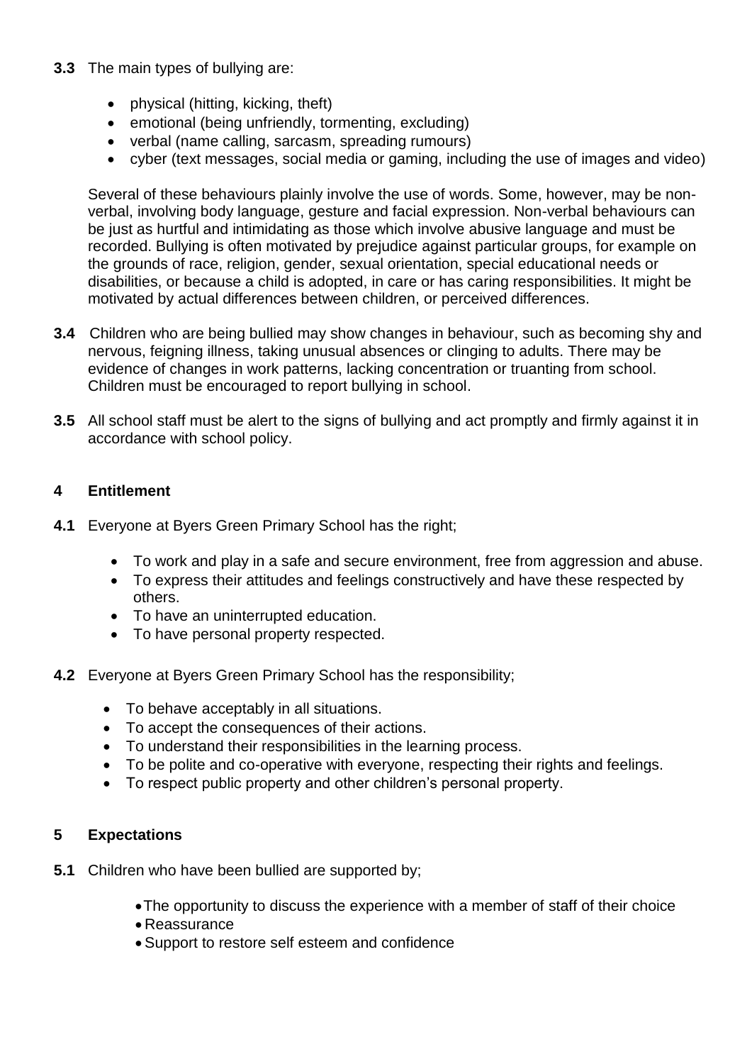**3.3** The main types of bullying are:

- physical (hitting, kicking, theft)
- emotional (being unfriendly, tormenting, excluding)
- verbal (name calling, sarcasm, spreading rumours)
- cyber (text messages, social media or gaming, including the use of images and video)

Several of these behaviours plainly involve the use of words. Some, however, may be non-verbal, involving body language, gesture and facial expression. Non-verbal behaviours can be just as hurtful and intimidating as those which involve abusive language and must be recorded. Bullying is often motivated by prejudice against particular groups, for example on the grounds of race, religion, gender, sexual orientation, special educational needs or disabilities, or because a child is adopted, in care or has caring responsibilities. It might be motivated by actual differences between children, or perceived differences.

**3.4** Children who are being bullied may show changes in behaviour, such as becoming shy and nervous, feigning illness, taking unusual absences or clinging to adults. There may be evidence of changes in work patterns, lacking concentration or truanting from school. Children must be encouraged to report bullying in school.

**3.5** All school staff must be alert to the signs of bullying and act promptly and firmly against it in accordance with school policy.

## 4 Entitlement

**4.1** Everyone at Byers Green Primary School has the right;

- To work and play in a safe and secure environment, free from aggression and abuse.
- To express their attitudes and feelings constructively and have these respected by others.
- To have an uninterrupted education.
- To have personal property respected.

**4.2** Everyone at Byers Green Primary School has the responsibility;

- To behave acceptably in all situations.
- To accept the consequences of their actions.
- To understand their responsibilities in the learning process.
- To be polite and co-operative with everyone, respecting their rights and feelings.
- To respect public property and other children's personal property.

## 5 Expectations

**5.1** Children who have been bullied are supported by;

- The opportunity to discuss the experience with a member of staff of their choice
- Reassurance
- Support to restore self esteem and confidence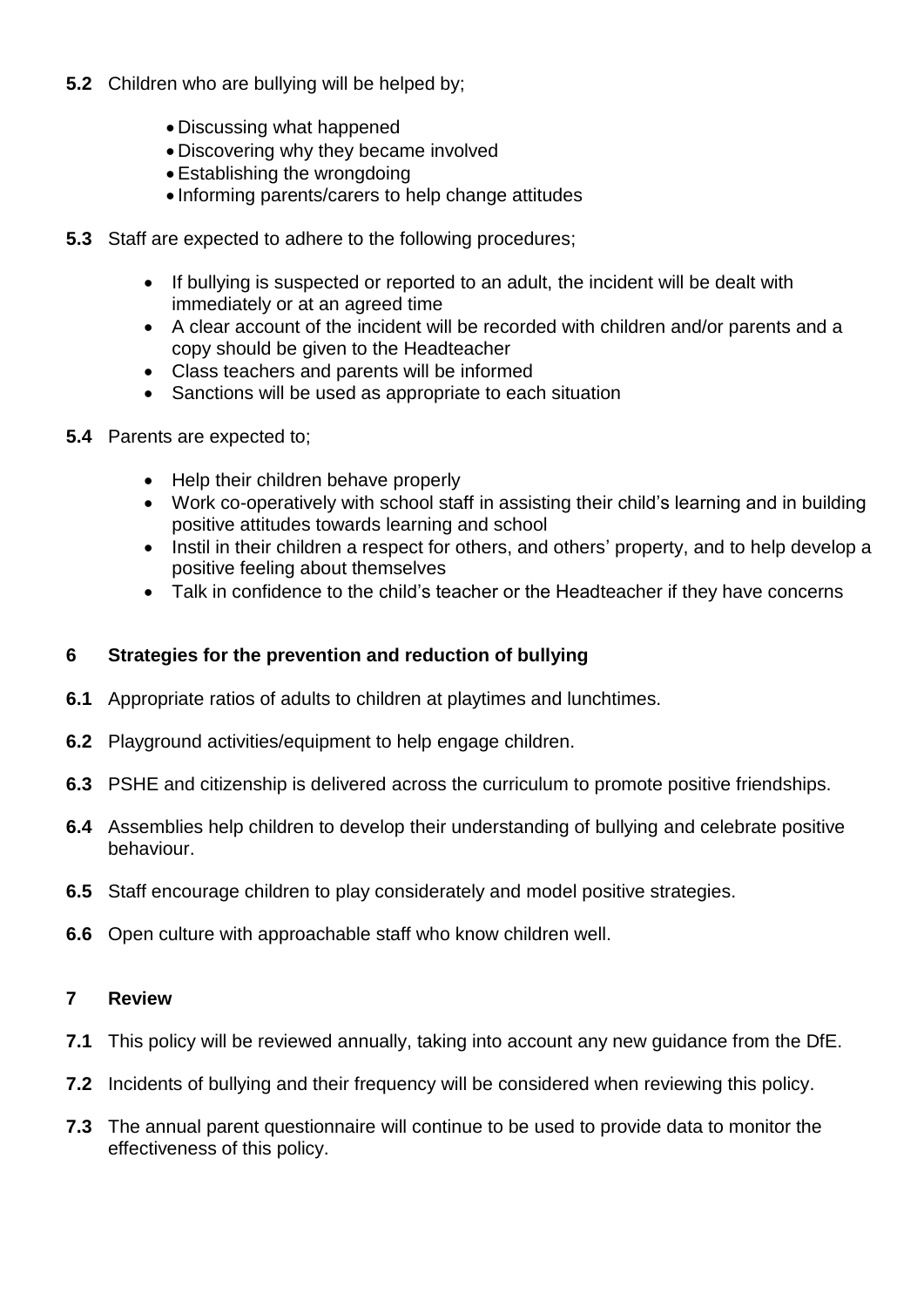**5.2** Children who are bullying will be helped by;

- Discussing what happened
- Discovering why they became involved
- Establishing the wrongdoing
- Informing parents/carers to help change attitudes

**5.3** Staff are expected to adhere to the following procedures;

- If bullying is suspected or reported to an adult, the incident will be dealt with immediately or at an agreed time
- A clear account of the incident will be recorded with children and/or parents and a copy should be given to the Headteacher
- Class teachers and parents will be informed
- Sanctions will be used as appropriate to each situation

**5.4** Parents are expected to;

- Help their children behave properly
- Work co-operatively with school staff in assisting their child's learning and in building positive attitudes towards learning and school
- Instil in their children a respect for others, and others' property, and to help develop a positive feeling about themselves
- Talk in confidence to the child's teacher or the Headteacher if they have concerns

## 6 Strategies for the prevention and reduction of bullying

**6.1** Appropriate ratios of adults to children at playtimes and lunchtimes.

**6.2** Playground activities/equipment to help engage children.

**6.3** PSHE and citizenship is delivered across the curriculum to promote positive friendships.

**6.4** Assemblies help children to develop their understanding of bullying and celebrate positive behaviour.

**6.5** Staff encourage children to play considerately and model positive strategies.

**6.6** Open culture with approachable staff who know children well.

## 7 Review

**7.1** This policy will be reviewed annually, taking into account any new guidance from the DfE.

**7.2** Incidents of bullying and their frequency will be considered when reviewing this policy.

**7.3** The annual parent questionnaire will continue to be used to provide data to monitor the effectiveness of this policy.